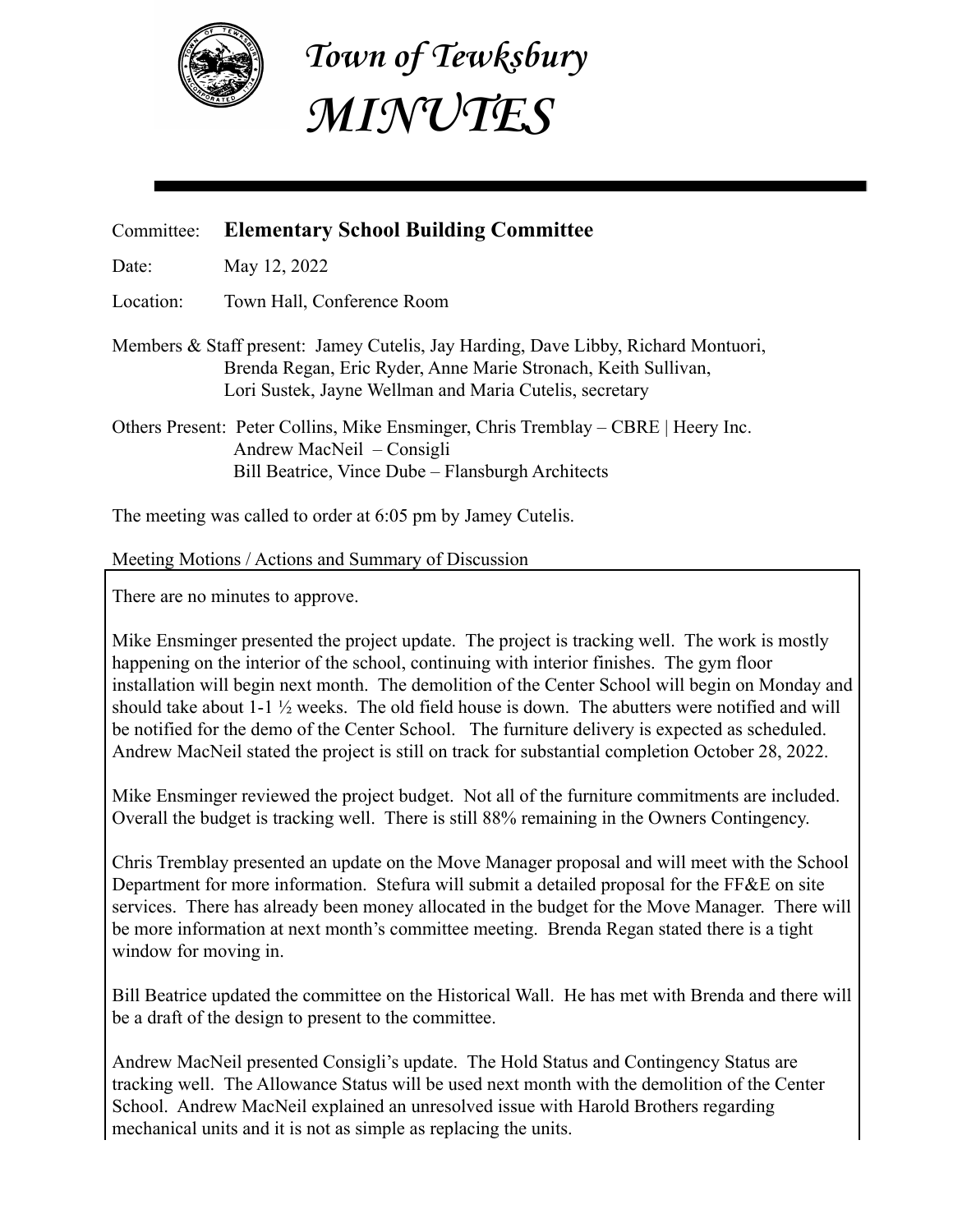# Town of Tewksbury
# MINUTES

Committee: **Elementary School Building Committee**

Date: May 12, 2022

Location: Town Hall, Conference Room

Members & Staff present: Jamey Cutelis, Jay Harding, Dave Libby, Richard Montuori, Brenda Regan, Eric Ryder, Anne Marie Stronach, Keith Sullivan, Lori Sustek, Jayne Wellman and Maria Cutelis, secretary

Others Present: Peter Collins, Mike Ensminger, Chris Tremblay – CBRE | Heery Inc.
Andrew MacNeil – Consigli
Bill Beatrice, Vince Dube – Flansburgh Architects

The meeting was called to order at 6:05 pm by Jamey Cutelis.

Meeting Motions / Actions and Summary of Discussion

There are no minutes to approve.

Mike Ensminger presented the project update. The project is tracking well. The work is mostly happening on the interior of the school, continuing with interior finishes. The gym floor installation will begin next month. The demolition of the Center School will begin on Monday and should take about 1-1 ½ weeks. The old field house is down. The abutters were notified and will be notified for the demo of the Center School. The furniture delivery is expected as scheduled. Andrew MacNeil stated the project is still on track for substantial completion October 28, 2022.

Mike Ensminger reviewed the project budget. Not all of the furniture commitments are included. Overall the budget is tracking well. There is still 88% remaining in the Owners Contingency.

Chris Tremblay presented an update on the Move Manager proposal and will meet with the School Department for more information. Stefura will submit a detailed proposal for the FF&E on site services. There has already been money allocated in the budget for the Move Manager. There will be more information at next month's committee meeting. Brenda Regan stated there is a tight window for moving in.

Bill Beatrice updated the committee on the Historical Wall. He has met with Brenda and there will be a draft of the design to present to the committee.

Andrew MacNeil presented Consigli's update. The Hold Status and Contingency Status are tracking well. The Allowance Status will be used next month with the demolition of the Center School. Andrew MacNeil explained an unresolved issue with Harold Brothers regarding mechanical units and it is not as simple as replacing the units.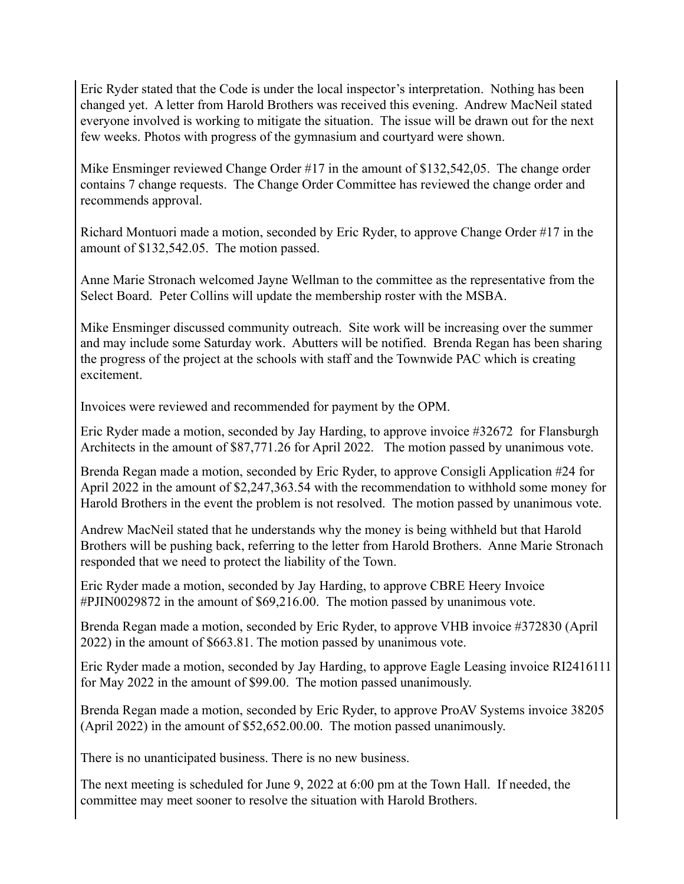Eric Ryder stated that the Code is under the local inspector's interpretation. Nothing has been changed yet. A letter from Harold Brothers was received this evening. Andrew MacNeil stated everyone involved is working to mitigate the situation. The issue will be drawn out for the next few weeks. Photos with progress of the gymnasium and courtyard were shown.

Mike Ensminger reviewed Change Order #17 in the amount of $132,542,05. The change order contains 7 change requests. The Change Order Committee has reviewed the change order and recommends approval.

Richard Montuori made a motion, seconded by Eric Ryder, to approve Change Order #17 in the amount of $132,542.05. The motion passed.

Anne Marie Stronach welcomed Jayne Wellman to the committee as the representative from the Select Board. Peter Collins will update the membership roster with the MSBA.

Mike Ensminger discussed community outreach. Site work will be increasing over the summer and may include some Saturday work. Abutters will be notified. Brenda Regan has been sharing the progress of the project at the schools with staff and the Townwide PAC which is creating excitement.

Invoices were reviewed and recommended for payment by the OPM.

Eric Ryder made a motion, seconded by Jay Harding, to approve invoice #32672 for Flansburgh Architects in the amount of $87,771.26 for April 2022. The motion passed by unanimous vote.

Brenda Regan made a motion, seconded by Eric Ryder, to approve Consigli Application #24 for April 2022 in the amount of $2,247,363.54 with the recommendation to withhold some money for Harold Brothers in the event the problem is not resolved. The motion passed by unanimous vote.

Andrew MacNeil stated that he understands why the money is being withheld but that Harold Brothers will be pushing back, referring to the letter from Harold Brothers. Anne Marie Stronach responded that we need to protect the liability of the Town.

Eric Ryder made a motion, seconded by Jay Harding, to approve CBRE Heery Invoice #PJIN0029872 in the amount of $69,216.00. The motion passed by unanimous vote.

Brenda Regan made a motion, seconded by Eric Ryder, to approve VHB invoice #372830 (April 2022) in the amount of $663.81. The motion passed by unanimous vote.

Eric Ryder made a motion, seconded by Jay Harding, to approve Eagle Leasing invoice RI2416111 for May 2022 in the amount of $99.00. The motion passed unanimously.

Brenda Regan made a motion, seconded by Eric Ryder, to approve ProAV Systems invoice 38205 (April 2022) in the amount of $52,652.00.00. The motion passed unanimously.

There is no unanticipated business. There is no new business.

The next meeting is scheduled for June 9, 2022 at 6:00 pm at the Town Hall. If needed, the committee may meet sooner to resolve the situation with Harold Brothers.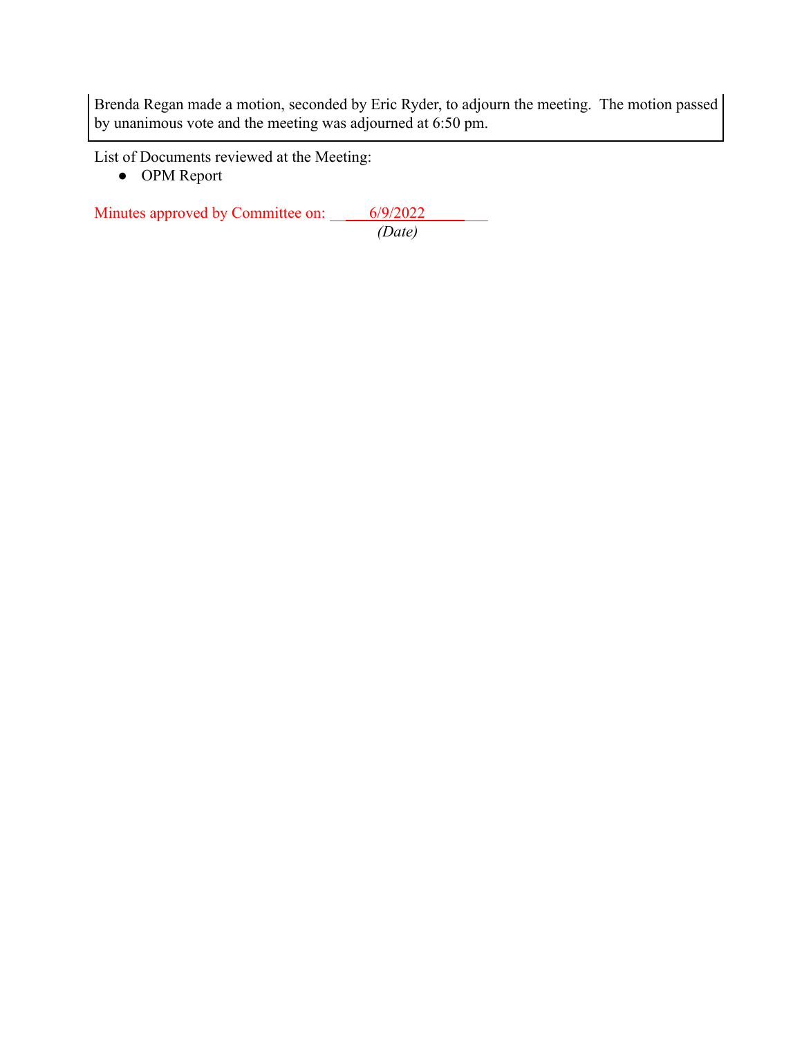Brenda Regan made a motion, seconded by Eric Ryder, to adjourn the meeting. The motion passed by unanimous vote and the meeting was adjourned at 6:50 pm.

List of Documents reviewed at the Meeting:

- OPM Report

Minutes approved by Committee on: ___6/9/2022______
*(Date)*